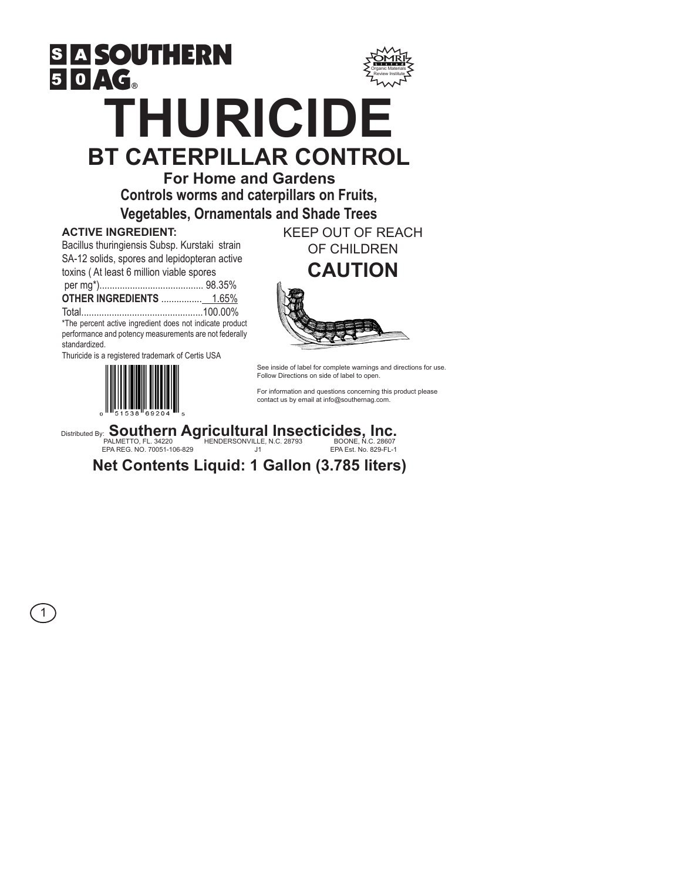SA 50 SOUTHERN AG®

OMRI Listed Organic Materials Review Institute

# THURICIDE

## BT CATERPILLAR CONTROL

### For Home and Gardens

### Controls worms and caterpillars on Fruits, Vegetables, Ornamentals and Shade Trees

**ACTIVE INGREDIENT:**

Bacillus thuringiensis Subsp. Kurstaki strain SA-12 solids, spores and lepidopteran active toxins ( At least 6 million viable spores per mg*)......................................... 98.35%

**OTHER INGREDIENTS** ................ 1.65%

Total................................................100.00%

*The percent active ingredient does not indicate product performance and potency measurements are not federally standardized.

Thuricide is a registered trademark of Certis USA

0 51538 69204 5

KEEP OUT OF REACH OF CHILDREN

## CAUTION

See inside of label for complete warnings and directions for use. Follow Directions on side of label to open.

For information and questions concerning this product please contact us by email at info@southernag.com.

Distributed By: **Southern Agricultural Insecticides, Inc.**

PALMETTO, FL. 34220 HENDERSONVILLE, N.C. 28793 BOONE, N.C. 28607

EPA REG. NO. 70051-106-829 J1 EPA Est. No. 829-FL-1

**Net Contents Liquid: 1 Gallon (3.785 liters)**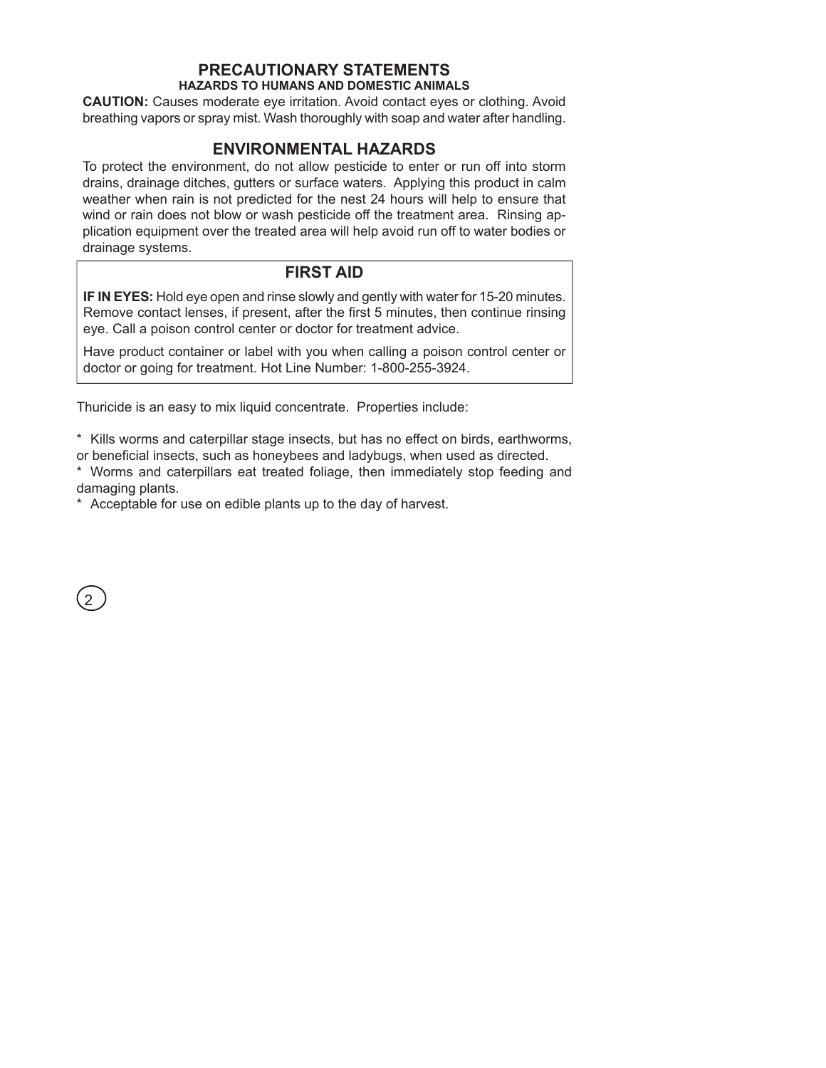## PRECAUTIONARY STATEMENTS

### HAZARDS TO HUMANS AND DOMESTIC ANIMALS

**CAUTION:** Causes moderate eye irritation. Avoid contact eyes or clothing. Avoid breathing vapors or spray mist. Wash thoroughly with soap and water after handling.

## ENVIRONMENTAL HAZARDS

To protect the environment, do not allow pesticide to enter or run off into storm drains, drainage ditches, gutters or surface waters. Applying this product in calm weather when rain is not predicted for the nest 24 hours will help to ensure that wind or rain does not blow or wash pesticide off the treatment area. Rinsing application equipment over the treated area will help avoid run off to water bodies or drainage systems.

## FIRST AID

**IF IN EYES:** Hold eye open and rinse slowly and gently with water for 15-20 minutes. Remove contact lenses, if present, after the first 5 minutes, then continue rinsing eye. Call a poison control center or doctor for treatment advice.

Have product container or label with you when calling a poison control center or doctor or going for treatment. Hot Line Number: 1-800-255-3924.

Thuricide is an easy to mix liquid concentrate. Properties include:

* Kills worms and caterpillar stage insects, but has no effect on birds, earthworms, or beneficial insects, such as honeybees and ladybugs, when used as directed.
* Worms and caterpillars eat treated foliage, then immediately stop feeding and damaging plants.
* Acceptable for use on edible plants up to the day of harvest.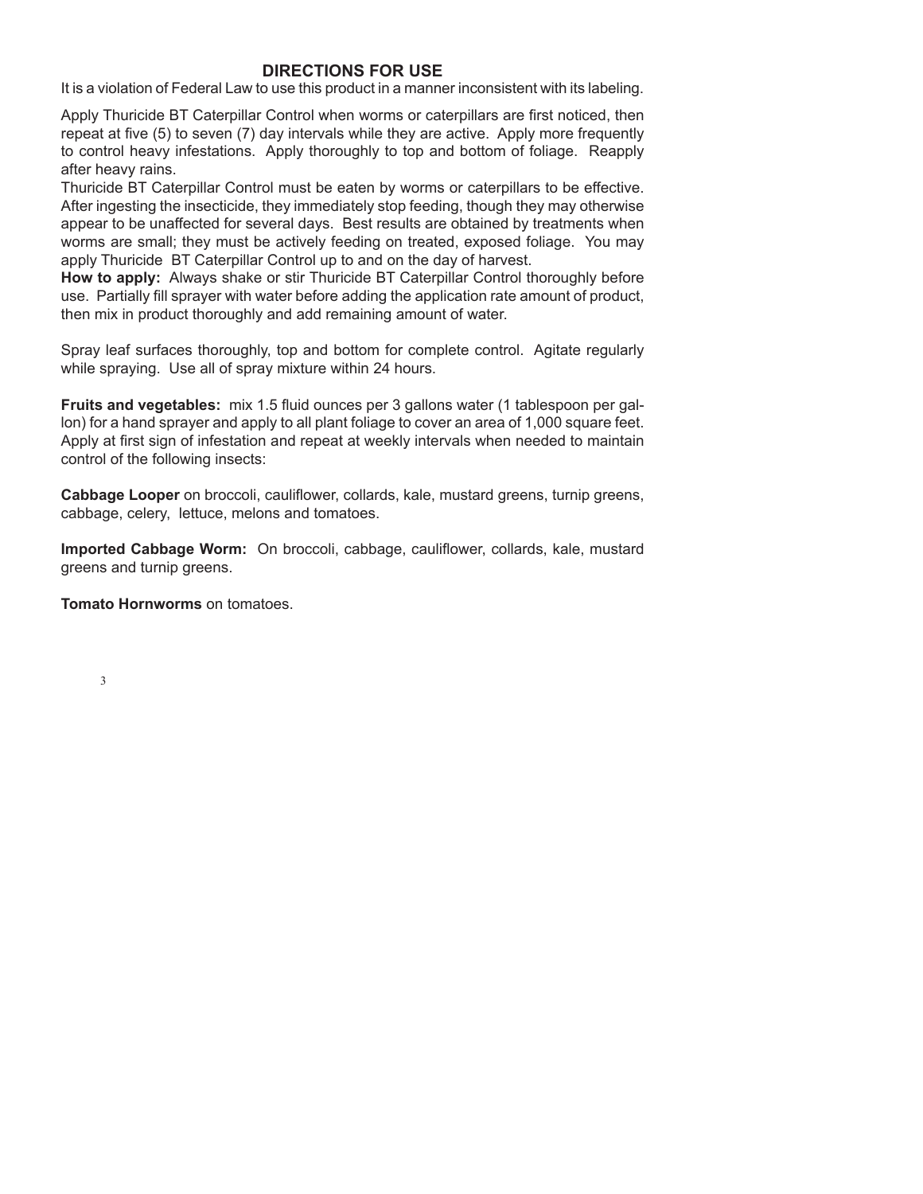## DIRECTIONS FOR USE

It is a violation of Federal Law to use this product in a manner inconsistent with its labeling.

Apply Thuricide BT Caterpillar Control when worms or caterpillars are first noticed, then repeat at five (5) to seven (7) day intervals while they are active. Apply more frequently to control heavy infestations. Apply thoroughly to top and bottom of foliage. Reapply after heavy rains.

Thuricide BT Caterpillar Control must be eaten by worms or caterpillars to be effective. After ingesting the insecticide, they immediately stop feeding, though they may otherwise appear to be unaffected for several days. Best results are obtained by treatments when worms are small; they must be actively feeding on treated, exposed foliage. You may apply Thuricide BT Caterpillar Control up to and on the day of harvest.

**How to apply:** Always shake or stir Thuricide BT Caterpillar Control thoroughly before use. Partially fill sprayer with water before adding the application rate amount of product, then mix in product thoroughly and add remaining amount of water.

Spray leaf surfaces thoroughly, top and bottom for complete control. Agitate regularly while spraying. Use all of spray mixture within 24 hours.

**Fruits and vegetables:** mix 1.5 fluid ounces per 3 gallons water (1 tablespoon per gallon) for a hand sprayer and apply to all plant foliage to cover an area of 1,000 square feet. Apply at first sign of infestation and repeat at weekly intervals when needed to maintain control of the following insects:

**Cabbage Looper** on broccoli, cauliflower, collards, kale, mustard greens, turnip greens, cabbage, celery, lettuce, melons and tomatoes.

**Imported Cabbage Worm:** On broccoli, cabbage, cauliflower, collards, kale, mustard greens and turnip greens.

**Tomato Hornworms** on tomatoes.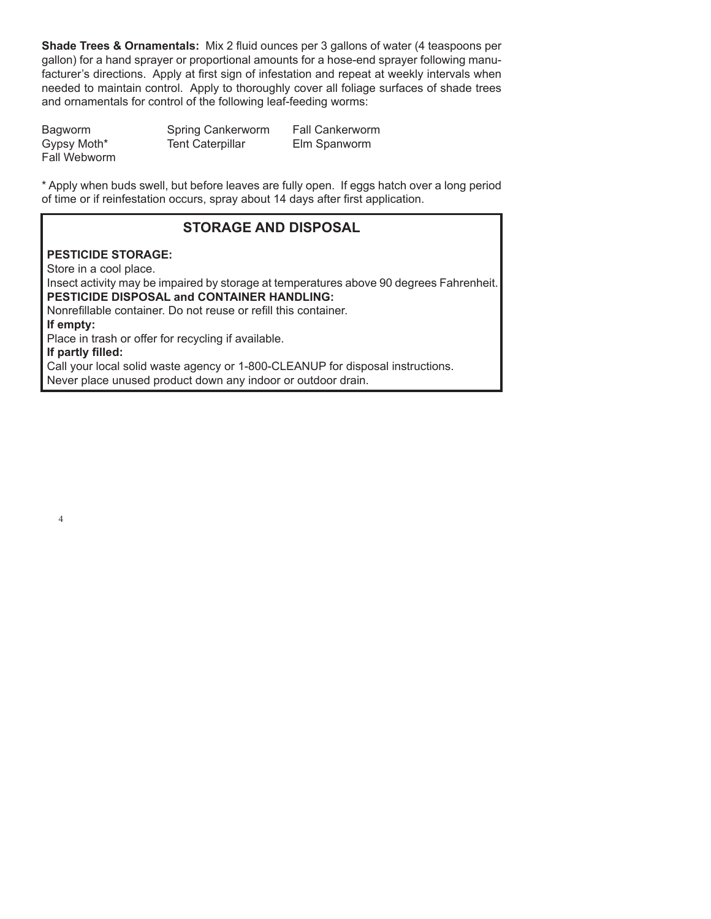**Shade Trees & Ornamentals:** Mix 2 fluid ounces per 3 gallons of water (4 teaspoons per gallon) for a hand sprayer or proportional amounts for a hose-end sprayer following manufacturer's directions. Apply at first sign of infestation and repeat at weekly intervals when needed to maintain control. Apply to thoroughly cover all foliage surfaces of shade trees and ornamentals for control of the following leaf-feeding worms:

| | | |
|---|---|---|
| Bagworm | Spring Cankerworm | Fall Cankerworm |
| Gypsy Moth* | Tent Caterpillar | Elm Spanworm |
| Fall Webworm | | |

* Apply when buds swell, but before leaves are fully open. If eggs hatch over a long period of time or if reinfestation occurs, spray about 14 days after first application.

## STORAGE AND DISPOSAL

**PESTICIDE STORAGE:**
Store in a cool place.
Insect activity may be impaired by storage at temperatures above 90 degrees Fahrenheit.

**PESTICIDE DISPOSAL and CONTAINER HANDLING:**
Nonrefillable container. Do not reuse or refill this container.

**If empty:**
Place in trash or offer for recycling if available.

**If partly filled:**
Call your local solid waste agency or 1-800-CLEANUP for disposal instructions.
Never place unused product down any indoor or outdoor drain.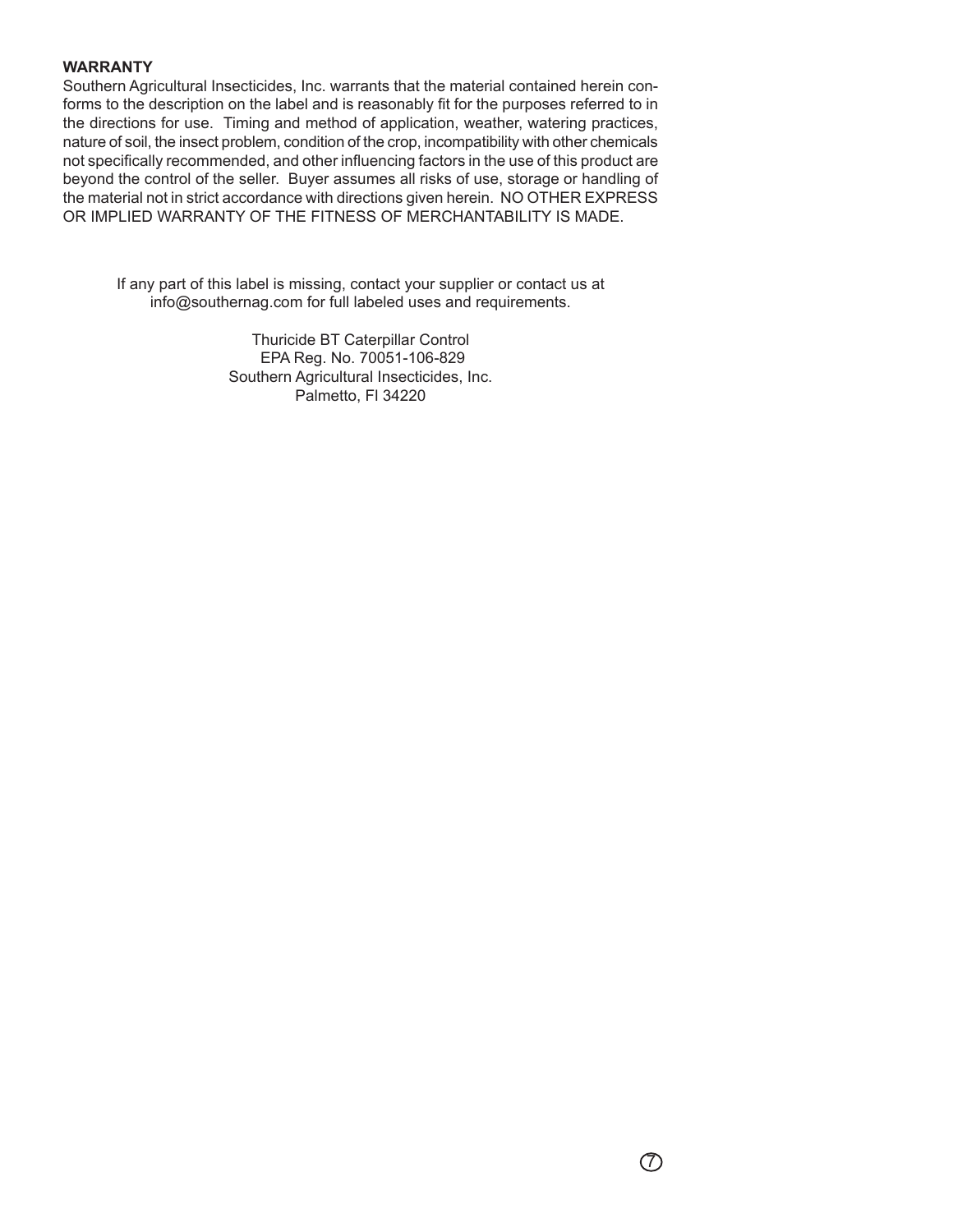**WARRANTY**

Southern Agricultural Insecticides, Inc. warrants that the material contained herein conforms to the description on the label and is reasonably fit for the purposes referred to in the directions for use. Timing and method of application, weather, watering practices, nature of soil, the insect problem, condition of the crop, incompatibility with other chemicals not specifically recommended, and other influencing factors in the use of this product are beyond the control of the seller. Buyer assumes all risks of use, storage or handling of the material not in strict accordance with directions given herein. NO OTHER EXPRESS OR IMPLIED WARRANTY OF THE FITNESS OF MERCHANTABILITY IS MADE.

If any part of this label is missing, contact your supplier or contact us at info@southernag.com for full labeled uses and requirements.

Thuricide BT Caterpillar Control
EPA Reg. No. 70051-106-829
Southern Agricultural Insecticides, Inc.
Palmetto, Fl 34220